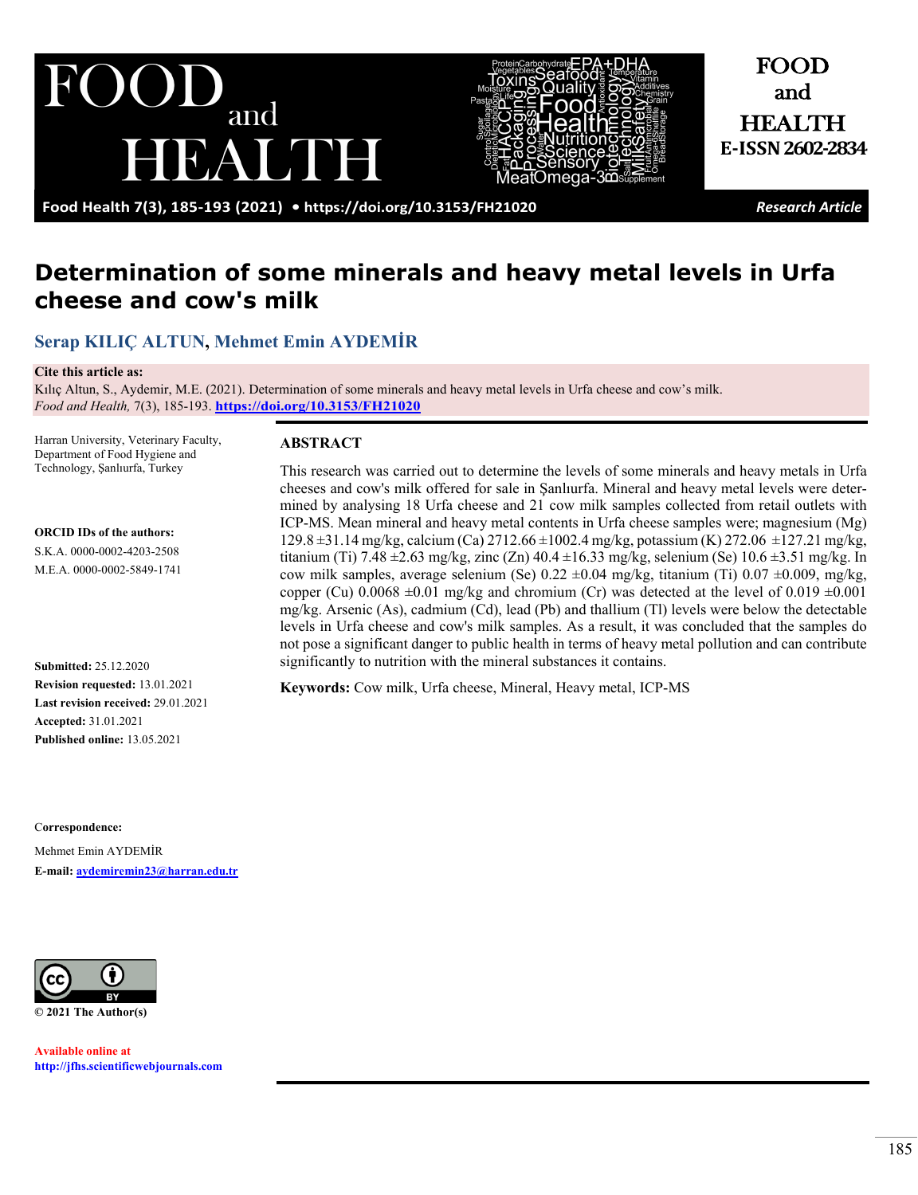# Determination of some minerals and heavy metal levels in Urfa cheese and cow's milk

**Serap KILIÇ ALTUN, Mehmet Emin AYDEMİR**

**Cite this article as:**
Kılıç Altun, S., Aydemir, M.E. (2021). Determination of some minerals and heavy metal levels in Urfa cheese and cow's milk. *Food and Health,* 7(3), 185-193. https://doi.org/10.3153/FH21020

Harran University, Veterinary Faculty, Department of Food Hygiene and Technology, Şanlıurfa, Turkey

**ORCID IDs of the authors:**
S.K.A. 0000-0002-4203-2508
M.E.A. 0000-0002-5849-1741

**Submitted:** 25.12.2020
**Revision requested:** 13.01.2021
**Last revision received:** 29.01.2021
**Accepted:** 31.01.2021
**Published online:** 13.05.2021

**Correspondence:**
Mehmet Emin AYDEMİR
**E-mail:** aydemiremin23@harran.edu.tr

© 2021 The Author(s)

Available online at
http://jfhs.scientificwebjournals.com

## ABSTRACT

This research was carried out to determine the levels of some minerals and heavy metals in Urfa cheeses and cow's milk offered for sale in Şanlıurfa. Mineral and heavy metal levels were determined by analysing 18 Urfa cheese and 21 cow milk samples collected from retail outlets with ICP-MS. Mean mineral and heavy metal contents in Urfa cheese samples were; magnesium (Mg) 129.8 ±31.14 mg/kg, calcium (Ca) 2712.66 ±1002.4 mg/kg, potassium (K) 272.06 ±127.21 mg/kg, titanium (Ti) 7.48 ±2.63 mg/kg, zinc (Zn) 40.4 ±16.33 mg/kg, selenium (Se) 10.6 ±3.51 mg/kg. In cow milk samples, average selenium (Se) 0.22 ±0.04 mg/kg, titanium (Ti) 0.07 ±0.009, mg/kg, copper (Cu) 0.0068 ±0.01 mg/kg and chromium (Cr) was detected at the level of 0.019 ±0.001 mg/kg. Arsenic (As), cadmium (Cd), lead (Pb) and thallium (Tl) levels were below the detectable levels in Urfa cheese and cow's milk samples. As a result, it was concluded that the samples do not pose a significant danger to public health in terms of heavy metal pollution and can contribute significantly to nutrition with the mineral substances it contains.

**Keywords:** Cow milk, Urfa cheese, Mineral, Heavy metal, ICP-MS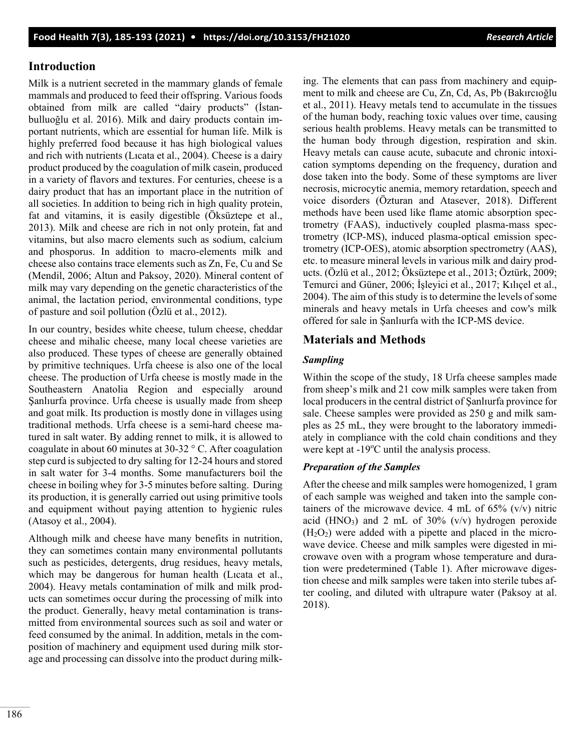## Introduction

Milk is a nutrient secreted in the mammary glands of female mammals and produced to feed their offspring. Various foods obtained from milk are called "dairy products" (İstanbulluoğlu et al. 2016). Milk and dairy products contain important nutrients, which are essential for human life. Milk is highly preferred food because it has high biological values and rich with nutrients (Lıcata et al., 2004). Cheese is a dairy product produced by the coagulation of milk casein, produced in a variety of flavors and textures. For centuries, cheese is a dairy product that has an important place in the nutrition of all societies. In addition to being rich in high quality protein, fat and vitamins, it is easily digestible (Öksüztepe et al., 2013). Milk and cheese are rich in not only protein, fat and vitamins, but also macro elements such as sodium, calcium and phosporus. In addition to macro-elements milk and cheese also contains trace elements such as Zn, Fe, Cu and Se (Mendil, 2006; Altun and Paksoy, 2020). Mineral content of milk may vary depending on the genetic characteristics of the animal, the lactation period, environmental conditions, type of pasture and soil pollution (Özlü et al., 2012).

In our country, besides white cheese, tulum cheese, cheddar cheese and mihalic cheese, many local cheese varieties are also produced. These types of cheese are generally obtained by primitive techniques. Urfa cheese is also one of the local cheese. The production of Urfa cheese is mostly made in the Southeastern Anatolia Region and especially around Şanlıurfa province. Urfa cheese is usually made from sheep and goat milk. Its production is mostly done in villages using traditional methods. Urfa cheese is a semi-hard cheese matured in salt water. By adding rennet to milk, it is allowed to coagulate in about 60 minutes at 30-32 ° C. After coagulation step curd is subjected to dry salting for 12-24 hours and stored in salt water for 3-4 months. Some manufacturers boil the cheese in boiling whey for 3-5 minutes before salting. During its production, it is generally carried out using primitive tools and equipment without paying attention to hygienic rules (Atasoy et al., 2004).

Although milk and cheese have many benefits in nutrition, they can sometimes contain many environmental pollutants such as pesticides, detergents, drug residues, heavy metals, which may be dangerous for human health (Lıcata et al., 2004). Heavy metals contamination of milk and milk products can sometimes occur during the processing of milk into the product. Generally, heavy metal contamination is transmitted from environmental sources such as soil and water or feed consumed by the animal. In addition, metals in the composition of machinery and equipment used during milk storage and processing can dissolve into the product during milking. The elements that can pass from machinery and equipment to milk and cheese are Cu, Zn, Cd, As, Pb (Bakırcıoğlu et al., 2011). Heavy metals tend to accumulate in the tissues of the human body, reaching toxic values over time, causing serious health problems. Heavy metals can be transmitted to the human body through digestion, respiration and skin. Heavy metals can cause acute, subacute and chronic intoxication symptoms depending on the frequency, duration and dose taken into the body. Some of these symptoms are liver necrosis, microcytic anemia, memory retardation, speech and voice disorders (Özturan and Atasever, 2018). Different methods have been used like flame atomic absorption spectrometry (FAAS), inductively coupled plasma-mass spectrometry (ICP-MS), induced plasma-optical emission spectrometry (ICP-OES), atomic absorption spectrometry (AAS), etc. to measure mineral levels in various milk and dairy products. (Özlü et al., 2012; Öksüztepe et al., 2013; Öztürk, 2009; Temurci and Güner, 2006; İşleyici et al., 2017; Kılıçel et al., 2004). The aim of this study is to determine the levels of some minerals and heavy metals in Urfa cheeses and cow's milk offered for sale in Şanlıurfa with the ICP-MS device.

## Materials and Methods

### *Sampling*

Within the scope of the study, 18 Urfa cheese samples made from sheep's milk and 21 cow milk samples were taken from local producers in the central district of Şanlıurfa province for sale. Cheese samples were provided as 250 g and milk samples as 25 mL, they were brought to the laboratory immediately in compliance with the cold chain conditions and they were kept at -19°C until the analysis process.

### *Preparation of the Samples*

After the cheese and milk samples were homogenized, 1 gram of each sample was weighed and taken into the sample containers of the microwave device. 4 mL of 65% (v/v) nitric acid ($HNO_3$) and 2 mL of 30% (v/v) hydrogen peroxide ($H_2O_2$) were added with a pipette and placed in the microwave device. Cheese and milk samples were digested in microwave oven with a program whose temperature and duration were predetermined (Table 1). After microwave digestion cheese and milk samples were taken into sterile tubes after cooling, and diluted with ultrapure water (Paksoy at al. 2018).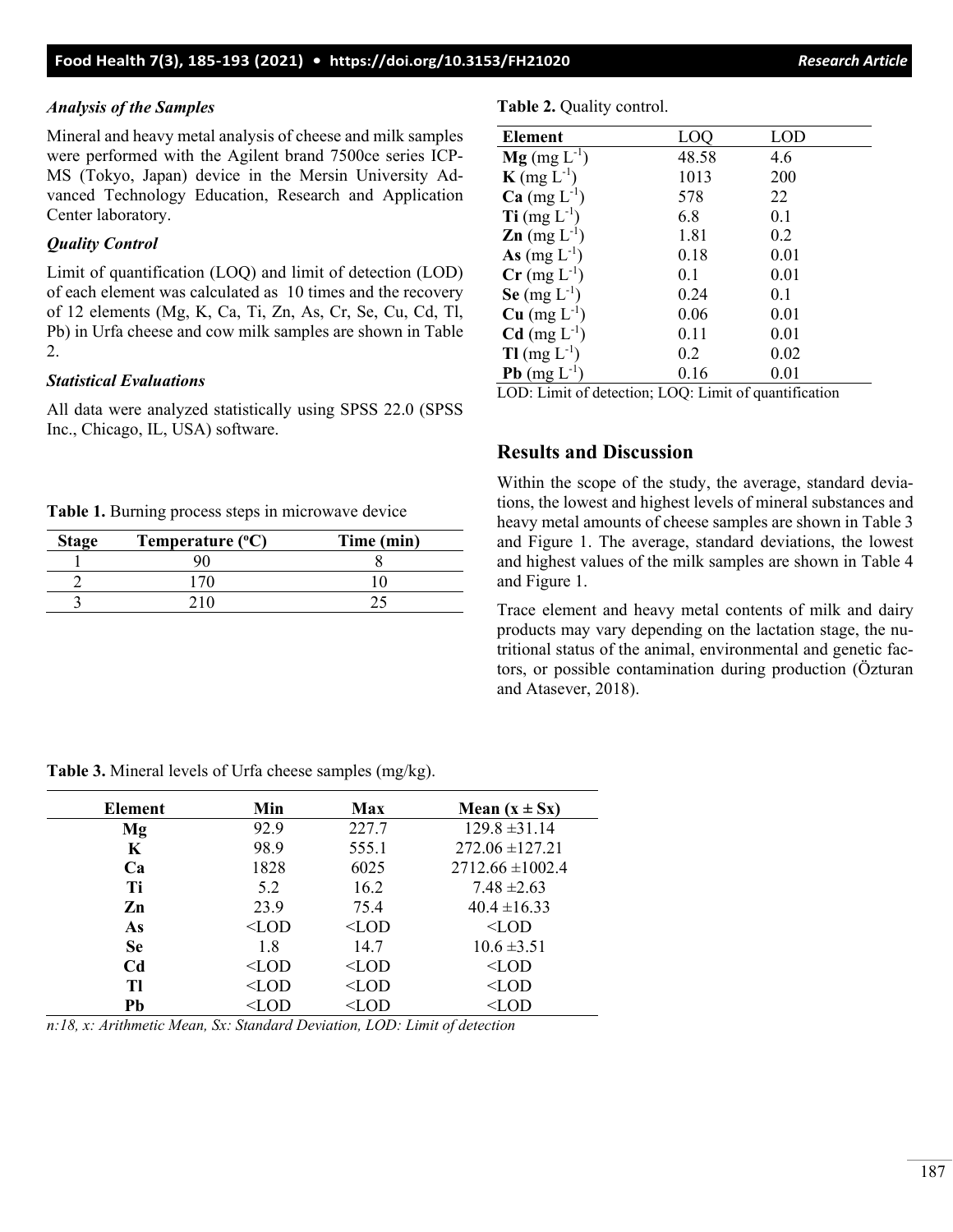### *Analysis of the Samples*

Mineral and heavy metal analysis of cheese and milk samples were performed with the Agilent brand 7500ce series ICP-MS (Tokyo, Japan) device in the Mersin University Advanced Technology Education, Research and Application Center laboratory.

### *Quality Control*

Limit of quantification (LOQ) and limit of detection (LOD) of each element was calculated as 10 times and the recovery of 12 elements (Mg, K, Ca, Ti, Zn, As, Cr, Se, Cu, Cd, Tl, Pb) in Urfa cheese and cow milk samples are shown in Table 2.

### *Statistical Evaluations*

All data were analyzed statistically using SPSS 22.0 (SPSS Inc., Chicago, IL, USA) software.

**Table 1.** Burning process steps in microwave device

| Stage | Temperature (ºC) | Time (min) |
|---|---|---|
| 1 | 90 | 8 |
| 2 | 170 | 10 |
| 3 | 210 | 25 |

**Table 2.** Quality control.

| Element | LOQ | LOD |
|---|---|---|
| **Mg** (mg $L^{-1}$) | 48.58 | 4.6 |
| **K** (mg $L^{-1}$) | 1013 | 200 |
| **Ca** (mg $L^{-1}$) | 578 | 22 |
| **Ti** (mg $L^{-1}$) | 6.8 | 0.1 |
| **Zn** (mg $L^{-1}$) | 1.81 | 0.2 |
| **As** (mg $L^{-1}$) | 0.18 | 0.01 |
| **Cr** (mg $L^{-1}$) | 0.1 | 0.01 |
| **Se** (mg $L^{-1}$) | 0.24 | 0.1 |
| **Cu** (mg $L^{-1}$) | 0.06 | 0.01 |
| **Cd** (mg $L^{-1}$) | 0.11 | 0.01 |
| **Tl** (mg $L^{-1}$) | 0.2 | 0.02 |
| **Pb** (mg $L^{-1}$) | 0.16 | 0.01 |

LOD: Limit of detection; LOQ: Limit of quantification

## Results and Discussion

Within the scope of the study, the average, standard deviations, the lowest and highest levels of mineral substances and heavy metal amounts of cheese samples are shown in Table 3 and Figure 1. The average, standard deviations, the lowest and highest values of the milk samples are shown in Table 4 and Figure 1.

Trace element and heavy metal contents of milk and dairy products may vary depending on the lactation stage, the nutritional status of the animal, environmental and genetic factors, or possible contamination during production (Özturan and Atasever, 2018).

**Table 3.** Mineral levels of Urfa cheese samples (mg/kg).

| Element | Min | Max | Mean ($x \pm Sx$) |
|---|---|---|---|
| **Mg** | 92.9 | 227.7 | 129.8 ±31.14 |
| **K** | 98.9 | 555.1 | 272.06 ±127.21 |
| **Ca** | 1828 | 6025 | 2712.66 ±1002.4 |
| **Ti** | 5.2 | 16.2 | 7.48 ±2.63 |
| **Zn** | 23.9 | 75.4 | 40.4 ±16.33 |
| **As** | <LOD | <LOD | <LOD |
| **Se** | 1.8 | 14.7 | 10.6 ±3.51 |
| **Cd** | <LOD | <LOD | <LOD |
| **Tl** | <LOD | <LOD | <LOD |
| **Pb** | <LOD | <LOD | <LOD |

*n:18, x: Arithmetic Mean, Sx: Standard Deviation, LOD: Limit of detection*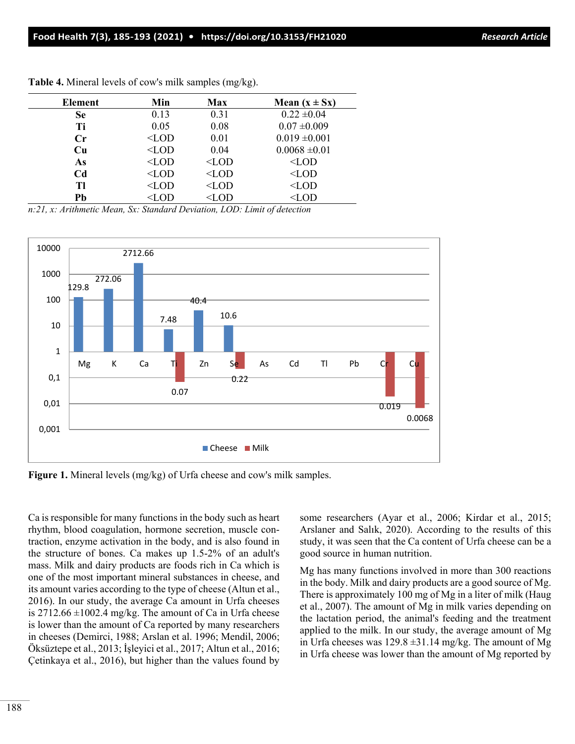**Table 4.** Mineral levels of cow's milk samples (mg/kg).

| Element | Min | Max | Mean (x ± Sx) |
|---|---|---|---|
| **Se** | 0.13 | 0.31 | 0.22 ±0.04 |
| **Ti** | 0.05 | 0.08 | 0.07 ±0.009 |
| **Cr** | <LOD | 0.01 | 0.019 ±0.001 |
| **Cu** | <LOD | 0.04 | 0.0068 ±0.01 |
| **As** | <LOD | <LOD | <LOD |
| **Cd** | <LOD | <LOD | <LOD |
| **Tl** | <LOD | <LOD | <LOD |
| **Pb** | <LOD | <LOD | <LOD |

*n:21, x: Arithmetic Mean, Sx: Standard Deviation, LOD: Limit of detection*

**Figure 1.** Mineral levels (mg/kg) of Urfa cheese and cow's milk samples.

Ca is responsible for many functions in the body such as heart rhythm, blood coagulation, hormone secretion, muscle contraction, enzyme activation in the body, and is also found in the structure of bones. Ca makes up 1.5-2% of an adult's mass. Milk and dairy products are foods rich in Ca which is one of the most important mineral substances in cheese, and its amount varies according to the type of cheese (Altun et al., 2016). In our study, the average Ca amount in Urfa cheeses is 2712.66 ±1002.4 mg/kg. The amount of Ca in Urfa cheese is lower than the amount of Ca reported by many researchers in cheeses (Demirci, 1988; Arslan et al. 1996; Mendil, 2006; Öksüztepe et al., 2013; İşleyici et al., 2017; Altun et al., 2016; Çetinkaya et al., 2016), but higher than the values found by some researchers (Ayar et al., 2006; Kirdar et al., 2015; Arslaner and Salık, 2020). According to the results of this study, it was seen that the Ca content of Urfa cheese can be a good source in human nutrition.

Mg has many functions involved in more than 300 reactions in the body. Milk and dairy products are a good source of Mg. There is approximately 100 mg of Mg in a liter of milk (Haug et al., 2007). The amount of Mg in milk varies depending on the lactation period, the animal's feeding and the treatment applied to the milk. In our study, the average amount of Mg in Urfa cheeses was 129.8 ±31.14 mg/kg. The amount of Mg in Urfa cheese was lower than the amount of Mg reported by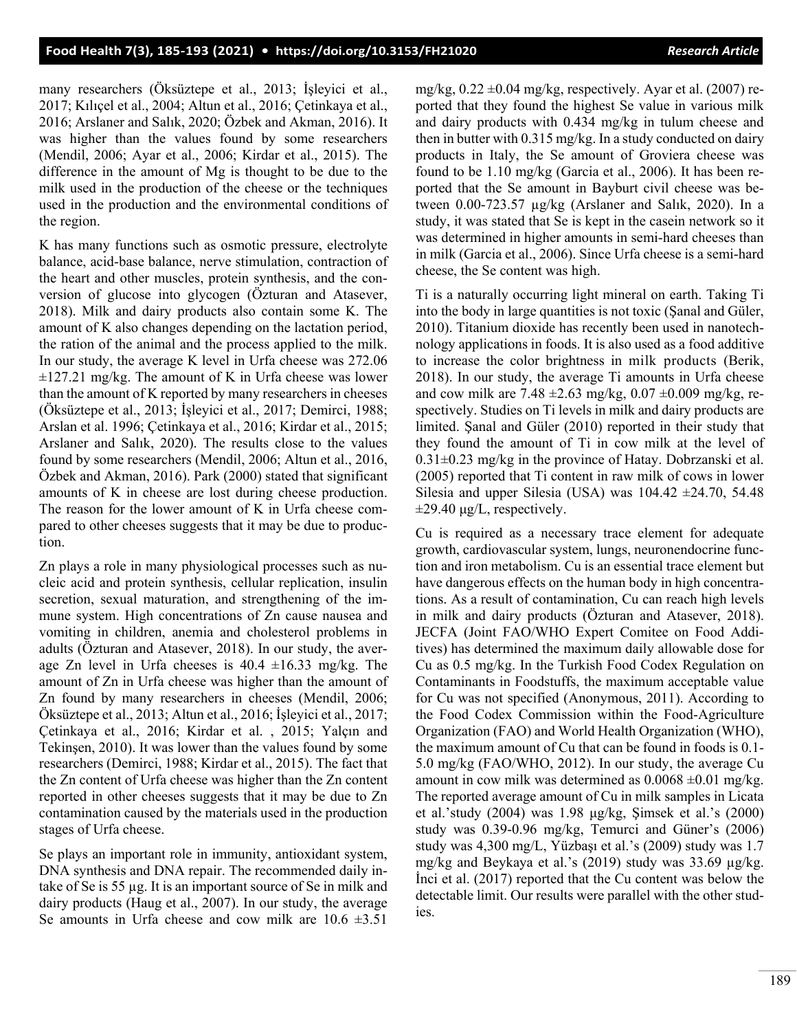many researchers (Öksüztepe et al., 2013; İşleyici et al., 2017; Kılıçel et al., 2004; Altun et al., 2016; Çetinkaya et al., 2016; Arslaner and Salık, 2020; Özbek and Akman, 2016). It was higher than the values found by some researchers (Mendil, 2006; Ayar et al., 2006; Kirdar et al., 2015). The difference in the amount of Mg is thought to be due to the milk used in the production of the cheese or the techniques used in the production and the environmental conditions of the region.

K has many functions such as osmotic pressure, electrolyte balance, acid-base balance, nerve stimulation, contraction of the heart and other muscles, protein synthesis, and the conversion of glucose into glycogen (Özturan and Atasever, 2018). Milk and dairy products also contain some K. The amount of K also changes depending on the lactation period, the ration of the animal and the process applied to the milk. In our study, the average K level in Urfa cheese was 272.06 ±127.21 mg/kg. The amount of K in Urfa cheese was lower than the amount of K reported by many researchers in cheeses (Öksüztepe et al., 2013; İşleyici et al., 2017; Demirci, 1988; Arslan et al. 1996; Çetinkaya et al., 2016; Kirdar et al., 2015; Arslaner and Salık, 2020). The results close to the values found by some researchers (Mendil, 2006; Altun et al., 2016, Özbek and Akman, 2016). Park (2000) stated that significant amounts of K in cheese are lost during cheese production. The reason for the lower amount of K in Urfa cheese compared to other cheeses suggests that it may be due to production.

Zn plays a role in many physiological processes such as nucleic acid and protein synthesis, cellular replication, insulin secretion, sexual maturation, and strengthening of the immune system. High concentrations of Zn cause nausea and vomiting in children, anemia and cholesterol problems in adults (Özturan and Atasever, 2018). In our study, the average Zn level in Urfa cheeses is 40.4 ±16.33 mg/kg. The amount of Zn in Urfa cheese was higher than the amount of Zn found by many researchers in cheeses (Mendil, 2006; Öksüztepe et al., 2013; Altun et al., 2016; İşleyici et al., 2017; Çetinkaya et al., 2016; Kirdar et al. , 2015; Yalçın and Tekinşen, 2010). It was lower than the values found by some researchers (Demirci, 1988; Kirdar et al., 2015). The fact that the Zn content of Urfa cheese was higher than the Zn content reported in other cheeses suggests that it may be due to Zn contamination caused by the materials used in the production stages of Urfa cheese.

Se plays an important role in immunity, antioxidant system, DNA synthesis and DNA repair. The recommended daily intake of Se is 55 µg. It is an important source of Se in milk and dairy products (Haug et al., 2007). In our study, the average Se amounts in Urfa cheese and cow milk are 10.6 ±3.51 mg/kg, 0.22 ±0.04 mg/kg, respectively. Ayar et al. (2007) reported that they found the highest Se value in various milk and dairy products with 0.434 mg/kg in tulum cheese and then in butter with 0.315 mg/kg. In a study conducted on dairy products in Italy, the Se amount of Groviera cheese was found to be 1.10 mg/kg (Garcia et al., 2006). It has been reported that the Se amount in Bayburt civil cheese was between 0.00-723.57 µg/kg (Arslaner and Salık, 2020). In a study, it was stated that Se is kept in the casein network so it was determined in higher amounts in semi-hard cheeses than in milk (Garcia et al., 2006). Since Urfa cheese is a semi-hard cheese, the Se content was high.

Ti is a naturally occurring light mineral on earth. Taking Ti into the body in large quantities is not toxic (Şanal and Güler, 2010). Titanium dioxide has recently been used in nanotechnology applications in foods. It is also used as a food additive to increase the color brightness in milk products (Berik, 2018). In our study, the average Ti amounts in Urfa cheese and cow milk are 7.48 ±2.63 mg/kg, 0.07 ±0.009 mg/kg, respectively. Studies on Ti levels in milk and dairy products are limited. Şanal and Güler (2010) reported in their study that they found the amount of Ti in cow milk at the level of 0.31±0.23 mg/kg in the province of Hatay. Dobrzanski et al. (2005) reported that Ti content in raw milk of cows in lower Silesia and upper Silesia (USA) was 104.42 ±24.70, 54.48 ±29.40 µg/L, respectively.

Cu is required as a necessary trace element for adequate growth, cardiovascular system, lungs, neuronendocrine function and iron metabolism. Cu is an essential trace element but have dangerous effects on the human body in high concentrations. As a result of contamination, Cu can reach high levels in milk and dairy products (Özturan and Atasever, 2018). JECFA (Joint FAO/WHO Expert Comitee on Food Additives) has determined the maximum daily allowable dose for Cu as 0.5 mg/kg. In the Turkish Food Codex Regulation on Contaminants in Foodstuffs, the maximum acceptable value for Cu was not specified (Anonymous, 2011). According to the Food Codex Commission within the Food-Agriculture Organization (FAO) and World Health Organization (WHO), the maximum amount of Cu that can be found in foods is 0.1-5.0 mg/kg (FAO/WHO, 2012). In our study, the average Cu amount in cow milk was determined as 0.0068 ±0.01 mg/kg. The reported average amount of Cu in milk samples in Licata et al.'study (2004) was 1.98 µg/kg, Şimsek et al.'s (2000) study was 0.39-0.96 mg/kg, Temurci and Güner's (2006) study was 4,300 mg/L, Yüzbaşı et al.'s (2009) study was 1.7 mg/kg and Beykaya et al.'s (2019) study was 33.69 µg/kg. İnci et al. (2017) reported that the Cu content was below the detectable limit. Our results were parallel with the other studies.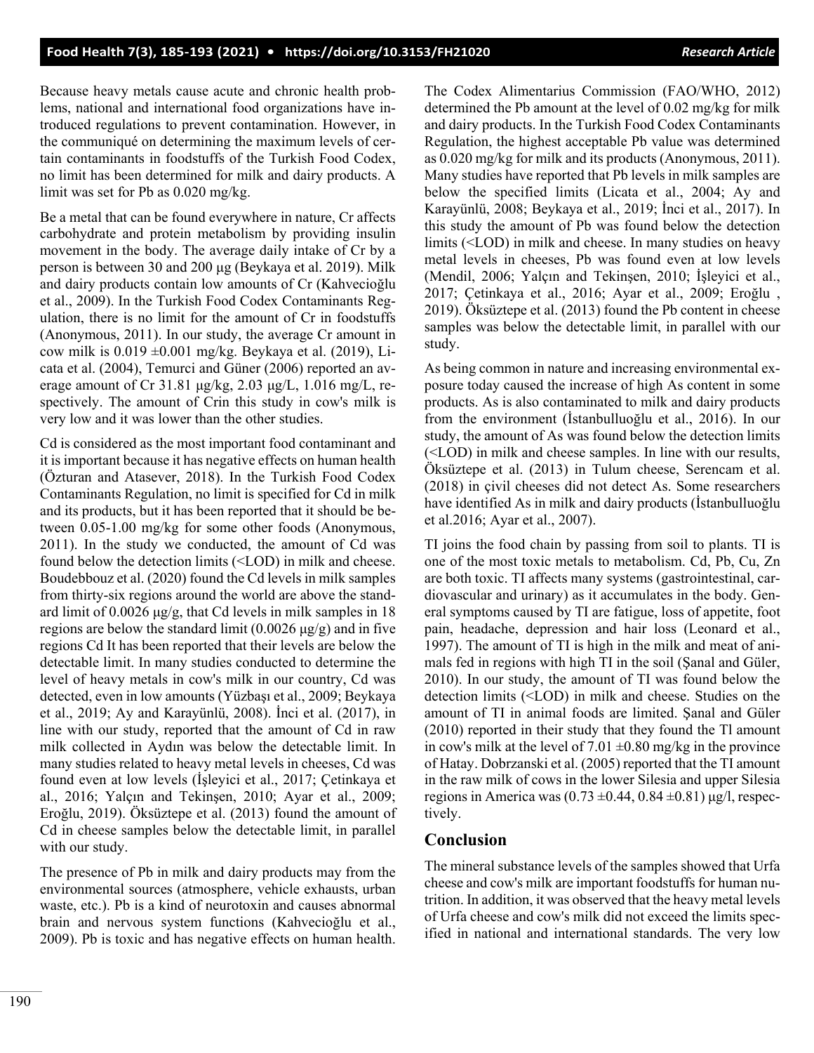Because heavy metals cause acute and chronic health problems, national and international food organizations have introduced regulations to prevent contamination. However, in the communiqué on determining the maximum levels of certain contaminants in foodstuffs of the Turkish Food Codex, no limit has been determined for milk and dairy products. A limit was set for Pb as 0.020 mg/kg.

Be a metal that can be found everywhere in nature, Cr affects carbohydrate and protein metabolism by providing insulin movement in the body. The average daily intake of Cr by a person is between 30 and 200 μg (Beykaya et al. 2019). Milk and dairy products contain low amounts of Cr (Kahvecioğlu et al., 2009). In the Turkish Food Codex Contaminants Regulation, there is no limit for the amount of Cr in foodstuffs (Anonymous, 2011). In our study, the average Cr amount in cow milk is 0.019 ±0.001 mg/kg. Beykaya et al. (2019), Licata et al. (2004), Temurci and Güner (2006) reported an average amount of Cr 31.81 μg/kg, 2.03 μg/L, 1.016 mg/L, respectively. The amount of Crin this study in cow's milk is very low and it was lower than the other studies.

Cd is considered as the most important food contaminant and it is important because it has negative effects on human health (Özturan and Atasever, 2018). In the Turkish Food Codex Contaminants Regulation, no limit is specified for Cd in milk and its products, but it has been reported that it should be between 0.05-1.00 mg/kg for some other foods (Anonymous, 2011). In the study we conducted, the amount of Cd was found below the detection limits (<LOD) in milk and cheese. Boudebbouz et al. (2020) found the Cd levels in milk samples from thirty-six regions around the world are above the standard limit of 0.0026 μg/g, that Cd levels in milk samples in 18 regions are below the standard limit (0.0026 μg/g) and in five regions Cd It has been reported that their levels are below the detectable limit. In many studies conducted to determine the level of heavy metals in cow's milk in our country, Cd was detected, even in low amounts (Yüzbaşı et al., 2009; Beykaya et al., 2019; Ay and Karayünlü, 2008). İnci et al. (2017), in line with our study, reported that the amount of Cd in raw milk collected in Aydın was below the detectable limit. In many studies related to heavy metal levels in cheeses, Cd was found even at low levels (İşleyici et al., 2017; Çetinkaya et al., 2016; Yalçın and Tekinşen, 2010; Ayar et al., 2009; Eroğlu, 2019). Öksüztepe et al. (2013) found the amount of Cd in cheese samples below the detectable limit, in parallel with our study.

The presence of Pb in milk and dairy products may from the environmental sources (atmosphere, vehicle exhausts, urban waste, etc.). Pb is a kind of neurotoxin and causes abnormal brain and nervous system functions (Kahvecioğlu et al., 2009). Pb is toxic and has negative effects on human health. The Codex Alimentarius Commission (FAO/WHO, 2012) determined the Pb amount at the level of 0.02 mg/kg for milk and dairy products. In the Turkish Food Codex Contaminants Regulation, the highest acceptable Pb value was determined as 0.020 mg/kg for milk and its products (Anonymous, 2011). Many studies have reported that Pb levels in milk samples are below the specified limits (Licata et al., 2004; Ay and Karayünlü, 2008; Beykaya et al., 2019; İnci et al., 2017). In this study the amount of Pb was found below the detection limits (<LOD) in milk and cheese. In many studies on heavy metal levels in cheeses, Pb was found even at low levels (Mendil, 2006; Yalçın and Tekinşen, 2010; İşleyici et al., 2017; Çetinkaya et al., 2016; Ayar et al., 2009; Eroğlu , 2019). Öksüztepe et al. (2013) found the Pb content in cheese samples was below the detectable limit, in parallel with our study.

As being common in nature and increasing environmental exposure today caused the increase of high As content in some products. As is also contaminated to milk and dairy products from the environment (İstanbulluoğlu et al., 2016). In our study, the amount of As was found below the detection limits (<LOD) in milk and cheese samples. In line with our results, Öksüztepe et al. (2013) in Tulum cheese, Serencam et al. (2018) in çivil cheeses did not detect As. Some researchers have identified As in milk and dairy products (İstanbulluoğlu et al.2016; Ayar et al., 2007).

TI joins the food chain by passing from soil to plants. TI is one of the most toxic metals to metabolism. Cd, Pb, Cu, Zn are both toxic. TI affects many systems (gastrointestinal, cardiovascular and urinary) as it accumulates in the body. General symptoms caused by TI are fatigue, loss of appetite, foot pain, headache, depression and hair loss (Leonard et al., 1997). The amount of TI is high in the milk and meat of animals fed in regions with high TI in the soil (Şanal and Güler, 2010). In our study, the amount of TI was found below the detection limits (<LOD) in milk and cheese. Studies on the amount of TI in animal foods are limited. Şanal and Güler (2010) reported in their study that they found the Tl amount in cow's milk at the level of 7.01 ±0.80 mg/kg in the province of Hatay. Dobrzanski et al. (2005) reported that the TI amount in the raw milk of cows in the lower Silesia and upper Silesia regions in America was (0.73 ±0.44, 0.84 ±0.81) μg/l, respectively.

## Conclusion

The mineral substance levels of the samples showed that Urfa cheese and cow's milk are important foodstuffs for human nutrition. In addition, it was observed that the heavy metal levels of Urfa cheese and cow's milk did not exceed the limits specified in national and international standards. The very low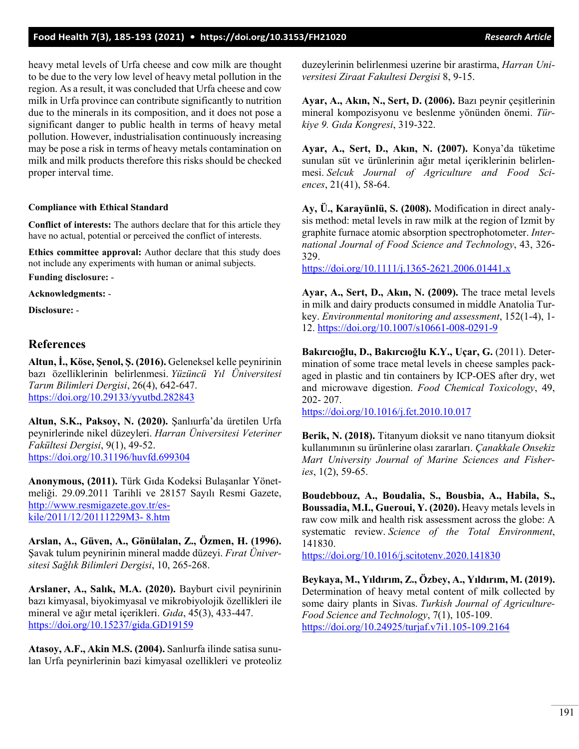heavy metal levels of Urfa cheese and cow milk are thought to be due to the very low level of heavy metal pollution in the region. As a result, it was concluded that Urfa cheese and cow milk in Urfa province can contribute significantly to nutrition due to the minerals in its composition, and it does not pose a significant danger to public health in terms of heavy metal pollution. However, industrialisation continuously increasing may be pose a risk in terms of heavy metals contamination on milk and milk products therefore this risks should be checked proper interval time.

#### Compliance with Ethical Standard

**Conflict of interests:** The authors declare that for this article they have no actual, potential or perceived the conflict of interests.

**Ethics committee approval:** Author declare that this study does not include any experiments with human or animal subjects.

**Funding disclosure:** -

**Acknowledgments:** -

**Disclosure:** -

## References

**Altun, İ., Köse, Şenol, Ş. (2016).** Geleneksel kelle peynirinin bazı özelliklerinin belirlenmesi. *Yüzüncü Yıl Üniversitesi Tarım Bilimleri Dergisi*, 26(4), 642-647. https://doi.org/10.29133/yyutbd.282843

**Altun, S.K., Paksoy, N. (2020).** Şanlıurfa'da üretilen Urfa peynirlerinde nikel düzeyleri. *Harran Üniversitesi Veteriner Fakültesi Dergisi*, 9(1), 49-52. https://doi.org/10.31196/huvfd.699304

**Anonymous, (2011).** Türk Gıda Kodeksi Bulaşanlar Yönetmeliği. 29.09.2011 Tarihli ve 28157 Sayılı Resmi Gazete, http://www.resmigazete.gov.tr/eskile/2011/12/20111229M3- 8.htm

**Arslan, A., Güven, A., Gönülalan, Z., Özmen, H. (1996).** Şavak tulum peynirinin mineral madde düzeyi. *Fırat Üniversitesi Sağlık Bilimleri Dergisi*, 10, 265-268.

**Arslaner, A., Salık, M.A. (2020).** Bayburt civil peynirinin bazı kimyasal, biyokimyasal ve mikrobiyolojik özellikleri ile mineral ve ağır metal içerikleri. *Gıda*, 45(3), 433-447. https://doi.org/10.15237/gida.GD19159

**Atasoy, A.F., Akin M.S. (2004).** Sanlıurfa ilinde satisa sunulan Urfa peynirlerinin bazi kimyasal ozellikleri ve proteoliz duzeylerinin belirlenmesi uzerine bir arastirma, *Harran Universitesi Ziraat Fakultesi Dergisi* 8, 9-15.

**Ayar, A., Akın, N., Sert, D. (2006).** Bazı peynir çeşitlerinin mineral kompozisyonu ve beslenme yönünden önemi. *Türkiye 9. Gıda Kongresi*, 319-322.

**Ayar, A., Sert, D., Akın, N. (2007).** Konya'da tüketime sunulan süt ve ürünlerinin ağır metal içeriklerinin belirlenmesi. *Selcuk Journal of Agriculture and Food Sciences*, 21(41), 58-64.

**Ay, Ü., Karayünlü, S. (2008).** Modification in direct analysis method: metal levels in raw milk at the region of Izmit by graphite furnace atomic absorption spectrophotometer. *International Journal of Food Science and Technology*, 43, 326-329. https://doi.org/10.1111/j.1365-2621.2006.01441.x

**Ayar, A., Sert, D., Akın, N. (2009).** The trace metal levels in milk and dairy products consumed in middle Anatolia Turkey. *Environmental monitoring and assessment*, 152(1-4), 1-12. https://doi.org/10.1007/s10661-008-0291-9

**Bakırcıoğlu, D., Bakırcıoğlu K.Y., Uçar, G.** (2011). Determination of some trace metal levels in cheese samples packaged in plastic and tin containers by ICP-OES after dry, wet and microwave digestion. *Food Chemical Toxicology*, 49, 202- 207. https://doi.org/10.1016/j.fct.2010.10.017

**Berik, N. (2018).** Titanyum dioksit ve nano titanyum dioksit kullanımının su ürünlerine olası zararları. *Çanakkale Onsekiz Mart University Journal of Marine Sciences and Fisheries*, 1(2), 59-65.

**Boudebbouz, A., Boudalia, S., Bousbia, A., Habila, S., Boussadia, M.I., Gueroui, Y. (2020).** Heavy metals levels in raw cow milk and health risk assessment across the globe: A systematic review. *Science of the Total Environment*, 141830. https://doi.org/10.1016/j.scitotenv.2020.141830

**Beykaya, M., Yıldırım, Z., Özbey, A., Yıldırım, M. (2019).** Determination of heavy metal content of milk collected by some dairy plants in Sivas. *Turkish Journal of Agriculture-Food Science and Technology*, 7(1), 105-109. https://doi.org/10.24925/turjaf.v7i1.105-109.2164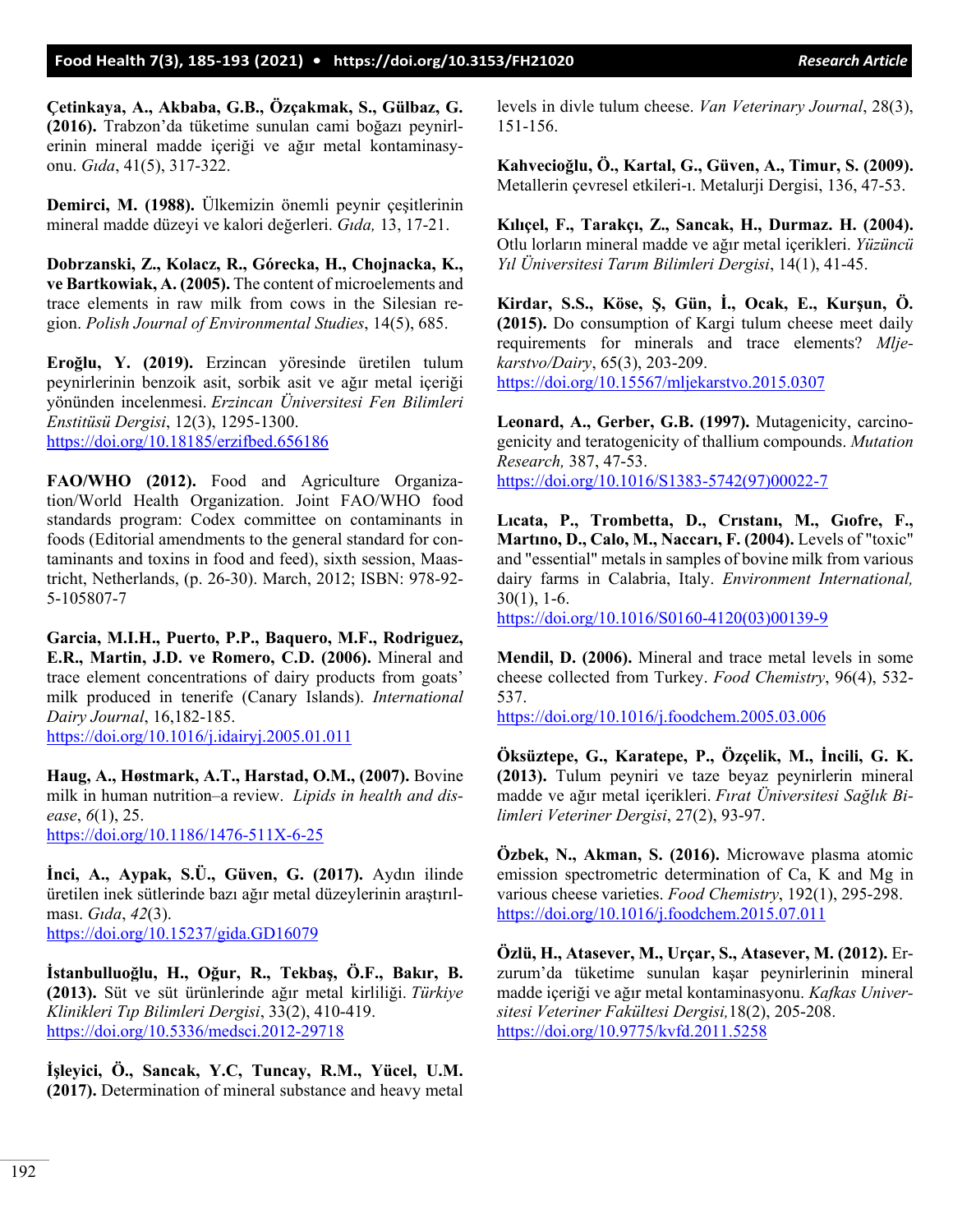**Çetinkaya, A., Akbaba, G.B., Özçakmak, S., Gülbaz, G. (2016).** Trabzon'da tüketime sunulan cami boğazı peynirlerinin mineral madde içeriği ve ağır metal kontaminasyonu. *Gıda*, 41(5), 317-322.

**Demirci, M. (1988).** Ülkemizin önemli peynir çeşitlerinin mineral madde düzeyi ve kalori değerleri. *Gıda,* 13, 17-21.

**Dobrzanski, Z., Kolacz, R., Górecka, H., Chojnacka, K., ve Bartkowiak, A. (2005).** The content of microelements and trace elements in raw milk from cows in the Silesian region. *Polish Journal of Environmental Studies*, 14(5), 685.

**Eroğlu, Y. (2019).** Erzincan yöresinde üretilen tulum peynirlerinin benzoik asit, sorbik asit ve ağır metal içeriği yönünden incelenmesi. *Erzincan Üniversitesi Fen Bilimleri Enstitüsü Dergisi*, 12(3), 1295-1300.
https://doi.org/10.18185/erzifbed.656186

**FAO/WHO (2012).** Food and Agriculture Organization/World Health Organization. Joint FAO/WHO food standards program: Codex committee on contaminants in foods (Editorial amendments to the general standard for contaminants and toxins in food and feed), sixth session, Maastricht, Netherlands, (p. 26-30). March, 2012; ISBN: 978-92-5-105807-7

**Garcia, M.I.H., Puerto, P.P., Baquero, M.F., Rodriguez, E.R., Martin, J.D. ve Romero, C.D. (2006).** Mineral and trace element concentrations of dairy products from goats' milk produced in tenerife (Canary Islands). *International Dairy Journal*, 16,182-185.
https://doi.org/10.1016/j.idairyj.2005.01.011

**Haug, A., Høstmark, A.T., Harstad, O.M., (2007).** Bovine milk in human nutrition–a review. *Lipids in health and disease*, *6*(1), 25.
https://doi.org/10.1186/1476-511X-6-25

**İnci, A., Aypak, S.Ü., Güven, G. (2017).** Aydın ilinde üretilen inek sütlerinde bazı ağır metal düzeylerinin araştırılması. *Gıda*, *42*(3).
https://doi.org/10.15237/gida.GD16079

**İstanbulluoğlu, H., Oğur, R., Tekbaş, Ö.F., Bakır, B. (2013).** Süt ve süt ürünlerinde ağır metal kirliliği. *Türkiye Klinikleri Tıp Bilimleri Dergisi*, 33(2), 410-419.
https://doi.org/10.5336/medsci.2012-29718

**İşleyici, Ö., Sancak, Y.C, Tuncay, R.M., Yücel, U.M. (2017).** Determination of mineral substance and heavy metal levels in divle tulum cheese. *Van Veterinary Journal*, 28(3), 151-156.

**Kahvecioğlu, Ö., Kartal, G., Güven, A., Timur, S. (2009).** Metallerin çevresel etkileri-ı. Metalurji Dergisi, 136, 47-53.

**Kılıçel, F., Tarakçı, Z., Sancak, H., Durmaz. H. (2004).** Otlu lorların mineral madde ve ağır metal içerikleri. *Yüzüncü Yıl Üniversitesi Tarım Bilimleri Dergisi*, 14(1), 41-45.

**Kirdar, S.S., Köse, Ş, Gün, İ., Ocak, E., Kurşun, Ö. (2015).** Do consumption of Kargi tulum cheese meet daily requirements for minerals and trace elements? *Mljekarstvo/Dairy*, 65(3), 203-209.
https://doi.org/10.15567/mljekarstvo.2015.0307

**Leonard, A., Gerber, G.B. (1997).** Mutagenicity, carcinogenicity and teratogenicity of thallium compounds. *Mutation Research,* 387, 47-53.
https://doi.org/10.1016/S1383-5742(97)00022-7

**Lıcata, P., Trombetta, D., Crıstanı, M., Gıofre, F., Martıno, D., Calo, M., Naccarı, F. (2004).** Levels of "toxic" and "essential" metals in samples of bovine milk from various dairy farms in Calabria, Italy. *Environment International,* 30(1), 1-6.
https://doi.org/10.1016/S0160-4120(03)00139-9

**Mendil, D. (2006).** Mineral and trace metal levels in some cheese collected from Turkey. *Food Chemistry*, 96(4), 532-537.
https://doi.org/10.1016/j.foodchem.2005.03.006

**Öksüztepe, G., Karatepe, P., Özçelik, M., İncili, G. K. (2013).** Tulum peyniri ve taze beyaz peynirlerin mineral madde ve ağır metal içerikleri. *Fırat Üniversitesi Sağlık Bilimleri Veteriner Dergisi*, 27(2), 93-97.

**Özbek, N., Akman, S. (2016).** Microwave plasma atomic emission spectrometric determination of Ca, K and Mg in various cheese varieties. *Food Chemistry*, 192(1), 295-298.
https://doi.org/10.1016/j.foodchem.2015.07.011

**Özlü, H., Atasever, M., Urçar, S., Atasever, M. (2012).** Erzurum'da tüketime sunulan kaşar peynirlerinin mineral madde içeriği ve ağır metal kontaminasyonu. *Kafkas Universitesi Veteriner Fakültesi Dergisi,*18(2), 205-208.
https://doi.org/10.9775/kvfd.2011.5258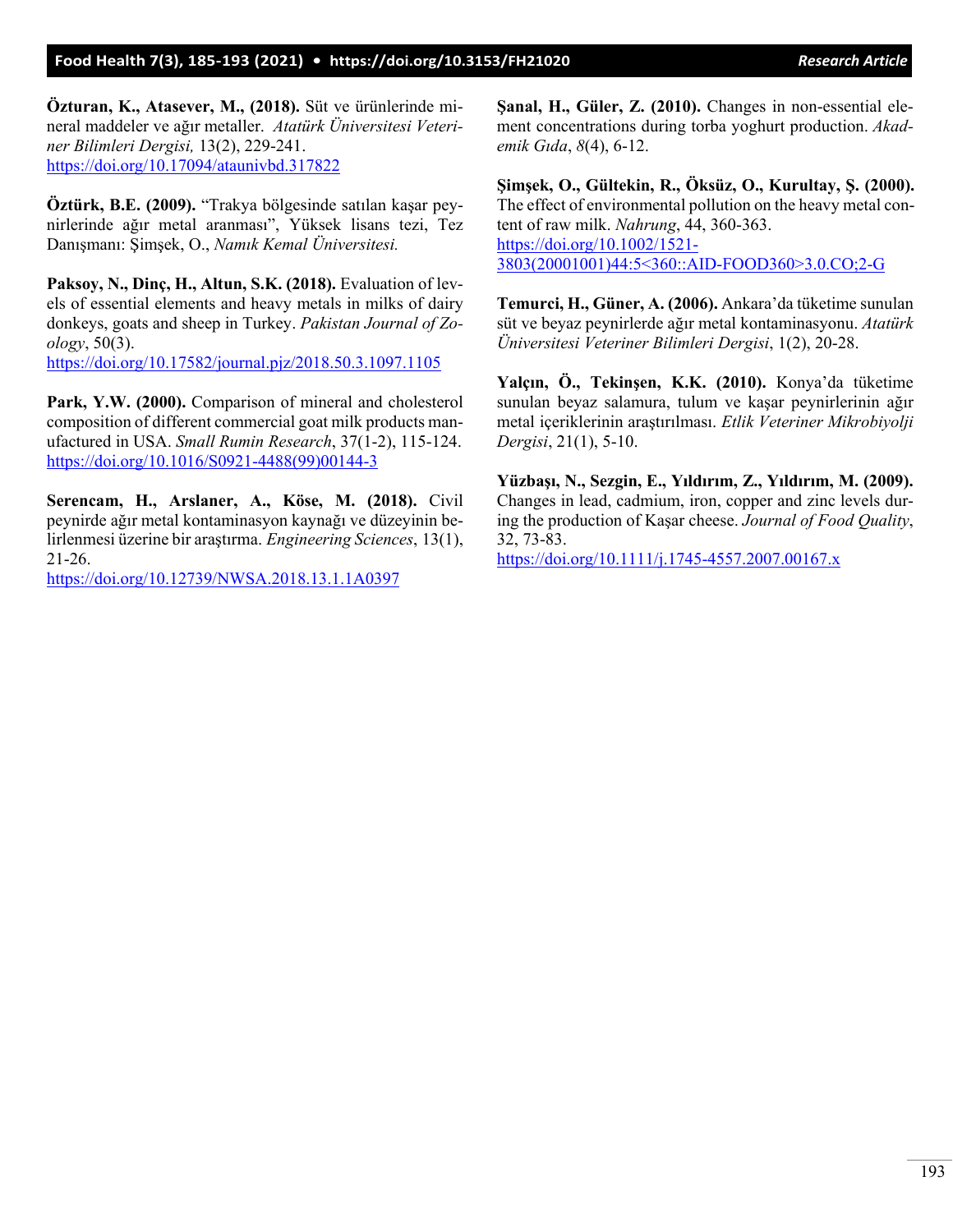**Özturan, K., Atasever, M., (2018).** Süt ve ürünlerinde mineral maddeler ve ağır metaller. *Atatürk Üniversitesi Veteriner Bilimleri Dergisi,* 13(2), 229-241.
https://doi.org/10.17094/ataunivbd.317822

**Öztürk, B.E. (2009).** "Trakya bölgesinde satılan kaşar peynirlerinde ağır metal aranması", Yüksek lisans tezi, Tez Danışmanı: Şimşek, O., *Namık Kemal Üniversitesi.*

**Paksoy, N., Dinç, H., Altun, S.K. (2018).** Evaluation of levels of essential elements and heavy metals in milks of dairy donkeys, goats and sheep in Turkey. *Pakistan Journal of Zoology*, 50(3).
https://doi.org/10.17582/journal.pjz/2018.50.3.1097.1105

**Park, Y.W. (2000).** Comparison of mineral and cholesterol composition of different commercial goat milk products manufactured in USA. *Small Rumin Research*, 37(1-2), 115-124.
https://doi.org/10.1016/S0921-4488(99)00144-3

**Serencam, H., Arslaner, A., Köse, M. (2018).** Civil peynirde ağır metal kontaminasyon kaynağı ve düzeyinin belirlenmesi üzerine bir araştırma. *Engineering Sciences*, 13(1), 21-26.
https://doi.org/10.12739/NWSA.2018.13.1.1A0397

**Şanal, H., Güler, Z. (2010).** Changes in non-essential element concentrations during torba yoghurt production. *Akademik Gıda*, *8*(4), 6-12.

**Şimşek, O., Gültekin, R., Öksüz, O., Kurultay, Ş. (2000).** The effect of environmental pollution on the heavy metal content of raw milk. *Nahrung*, 44, 360-363.
https://doi.org/10.1002/1521-3803(20001001)44:5<360::AID-FOOD360>3.0.CO;2-G

**Temurci, H., Güner, A. (2006).** Ankara'da tüketime sunulan süt ve beyaz peynirlerde ağır metal kontaminasyonu. *Atatürk Üniversitesi Veteriner Bilimleri Dergisi*, 1(2), 20-28.

**Yalçın, Ö., Tekinşen, K.K. (2010).** Konya'da tüketime sunulan beyaz salamura, tulum ve kaşar peynirlerinin ağır metal içeriklerinin araştırılması. *Etlik Veteriner Mikrobiyolji Dergisi*, 21(1), 5-10.

**Yüzbaşı, N., Sezgin, E., Yıldırım, Z., Yıldırım, M. (2009).** Changes in lead, cadmium, iron, copper and zinc levels during the production of Kaşar cheese. *Journal of Food Quality*, 32, 73-83.
https://doi.org/10.1111/j.1745-4557.2007.00167.x